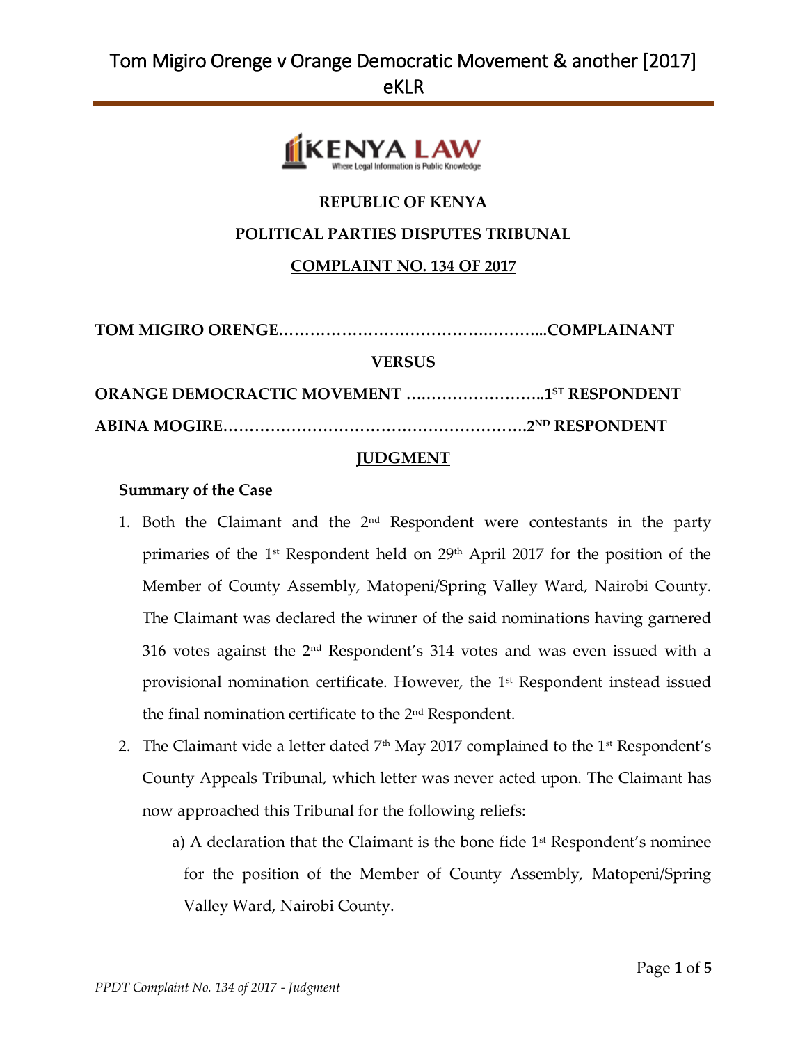**REPUBLIC OF KENYA**

**POLITICAL PARTIES DISPUTES TRIBUNAL**

**COMPLAINT NO. 134 OF 2017**

**TOM MIGIRO ORENGE……………………………….………...COMPLAINANT**

**VERSUS**

**ORANGE DEMOCRACTIC MOVEMENT ……………………..1ST RESPONDENT**

**ABINA MOGIRE………………………………………………….2ND RESPONDENT**

**JUDGMENT**

**Summary of the Case**

1. Both the Claimant and the 2nd Respondent were contestants in the party primaries of the 1st Respondent held on 29th April 2017 for the position of the Member of County Assembly, Matopeni/Spring Valley Ward, Nairobi County. The Claimant was declared the winner of the said nominations having garnered 316 votes against the 2nd Respondent's 314 votes and was even issued with a provisional nomination certificate. However, the 1st Respondent instead issued the final nomination certificate to the 2nd Respondent.
2. The Claimant vide a letter dated 7th May 2017 complained to the 1st Respondent's County Appeals Tribunal, which letter was never acted upon. The Claimant has now approached this Tribunal for the following reliefs:
   a) A declaration that the Claimant is the bone fide 1st Respondent's nominee for the position of the Member of County Assembly, Matopeni/Spring Valley Ward, Nairobi County.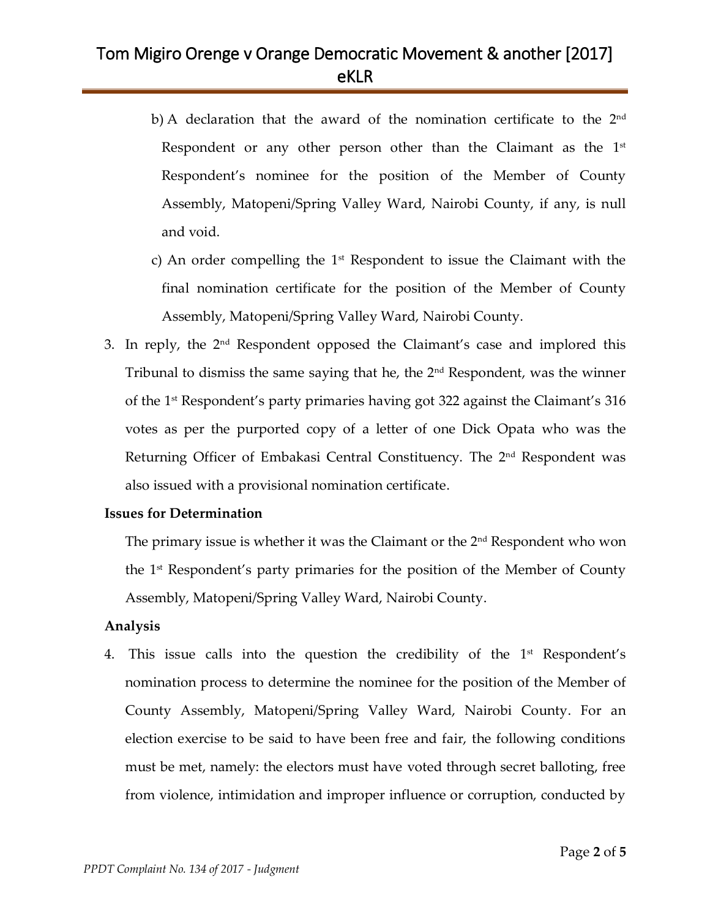b) A declaration that the award of the nomination certificate to the 2nd Respondent or any other person other than the Claimant as the 1st Respondent's nominee for the position of the Member of County Assembly, Matopeni/Spring Valley Ward, Nairobi County, if any, is null and void.

c) An order compelling the 1st Respondent to issue the Claimant with the final nomination certificate for the position of the Member of County Assembly, Matopeni/Spring Valley Ward, Nairobi County.

3. In reply, the 2nd Respondent opposed the Claimant's case and implored this Tribunal to dismiss the same saying that he, the 2nd Respondent, was the winner of the 1st Respondent's party primaries having got 322 against the Claimant's 316 votes as per the purported copy of a letter of one Dick Opata who was the Returning Officer of Embakasi Central Constituency. The 2nd Respondent was also issued with a provisional nomination certificate.

**Issues for Determination**

The primary issue is whether it was the Claimant or the 2nd Respondent who won the 1st Respondent's party primaries for the position of the Member of County Assembly, Matopeni/Spring Valley Ward, Nairobi County.

**Analysis**

4. This issue calls into the question the credibility of the 1st Respondent's nomination process to determine the nominee for the position of the Member of County Assembly, Matopeni/Spring Valley Ward, Nairobi County. For an election exercise to be said to have been free and fair, the following conditions must be met, namely: the electors must have voted through secret balloting, free from violence, intimidation and improper influence or corruption, conducted by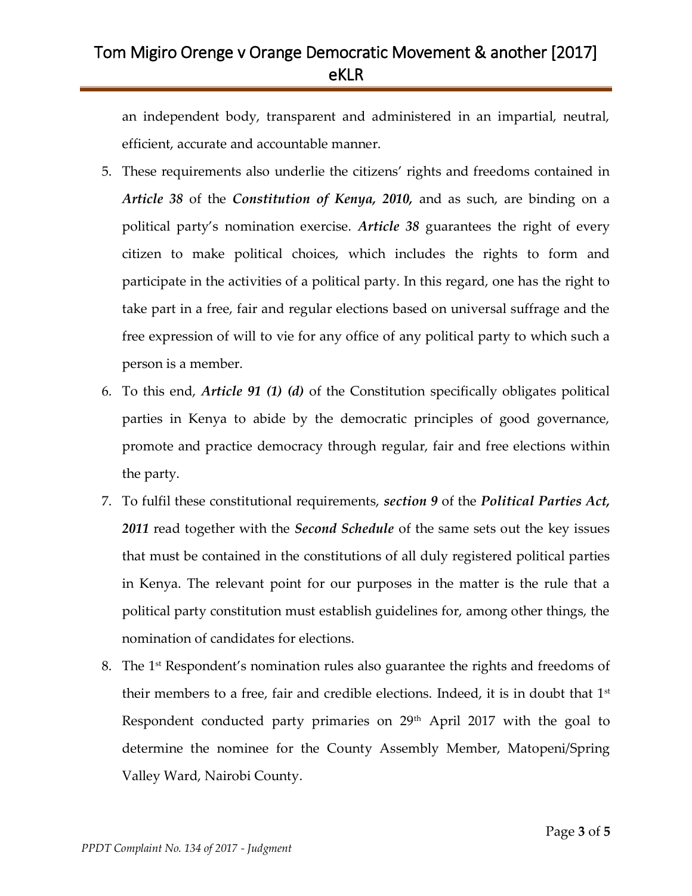an independent body, transparent and administered in an impartial, neutral, efficient, accurate and accountable manner.

5. These requirements also underlie the citizens' rights and freedoms contained in ***Article 38*** of the ***Constitution of Kenya, 2010,*** and as such, are binding on a political party's nomination exercise. ***Article 38*** guarantees the right of every citizen to make political choices, which includes the rights to form and participate in the activities of a political party. In this regard, one has the right to take part in a free, fair and regular elections based on universal suffrage and the free expression of will to vie for any office of any political party to which such a person is a member.
6. To this end, ***Article 91 (1) (d)*** of the Constitution specifically obligates political parties in Kenya to abide by the democratic principles of good governance, promote and practice democracy through regular, fair and free elections within the party.
7. To fulfil these constitutional requirements, ***section 9*** of the ***Political Parties Act, 2011*** read together with the ***Second Schedule*** of the same sets out the key issues that must be contained in the constitutions of all duly registered political parties in Kenya. The relevant point for our purposes in the matter is the rule that a political party constitution must establish guidelines for, among other things, the nomination of candidates for elections.
8. The 1st Respondent's nomination rules also guarantee the rights and freedoms of their members to a free, fair and credible elections. Indeed, it is in doubt that 1st Respondent conducted party primaries on 29th April 2017 with the goal to determine the nominee for the County Assembly Member, Matopeni/Spring Valley Ward, Nairobi County.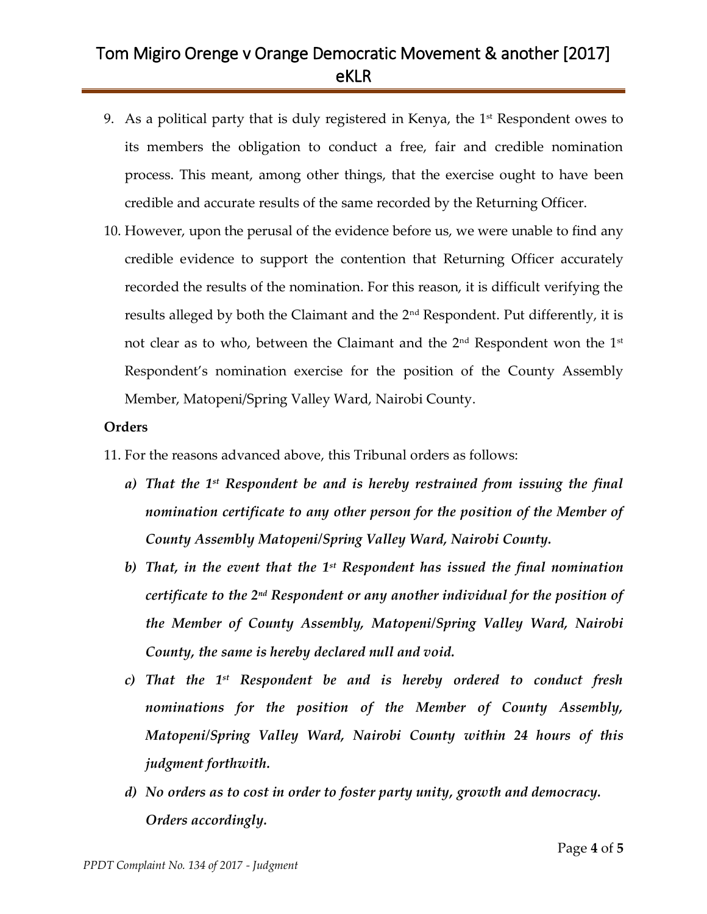9. As a political party that is duly registered in Kenya, the 1st Respondent owes to its members the obligation to conduct a free, fair and credible nomination process. This meant, among other things, that the exercise ought to have been credible and accurate results of the same recorded by the Returning Officer.

10. However, upon the perusal of the evidence before us, we were unable to find any credible evidence to support the contention that Returning Officer accurately recorded the results of the nomination. For this reason, it is difficult verifying the results alleged by both the Claimant and the 2nd Respondent. Put differently, it is not clear as to who, between the Claimant and the 2nd Respondent won the 1st Respondent's nomination exercise for the position of the County Assembly Member, Matopeni/Spring Valley Ward, Nairobi County.

**Orders**

11. For the reasons advanced above, this Tribunal orders as follows:

    a) ***That the 1st Respondent be and is hereby restrained from issuing the final nomination certificate to any other person for the position of the Member of County Assembly Matopeni/Spring Valley Ward, Nairobi County.***

    b) ***That, in the event that the 1st Respondent has issued the final nomination certificate to the 2nd Respondent or any another individual for the position of the Member of County Assembly, Matopeni/Spring Valley Ward, Nairobi County, the same is hereby declared null and void.***

    c) ***That the 1st Respondent be and is hereby ordered to conduct fresh nominations for the position of the Member of County Assembly, Matopeni/Spring Valley Ward, Nairobi County within 24 hours of this judgment forthwith.***

    d) ***No orders as to cost in order to foster party unity, growth and democracy. Orders accordingly.***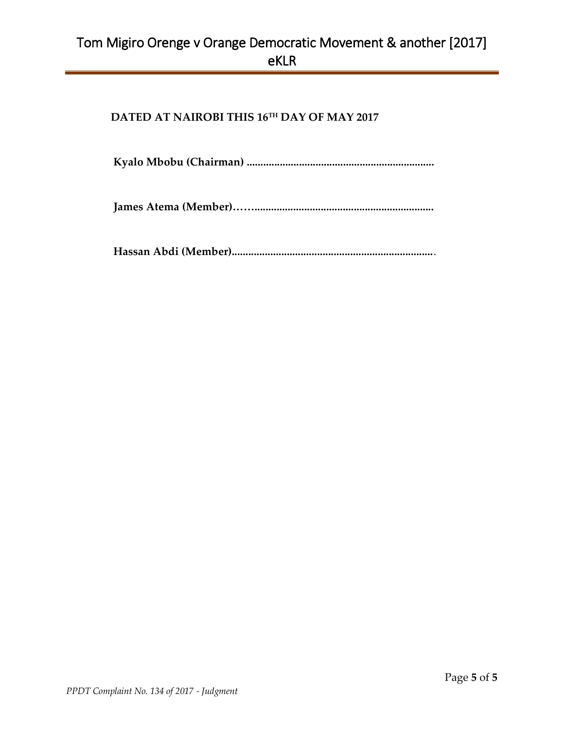**DATED AT NAIROBI THIS 16TH DAY OF MAY 2017**

**Kyalo Mbobu (Chairman) ...................................................................**

**James Atema (Member)……................................................................**

**Hassan Abdi (Member).........................................................................**